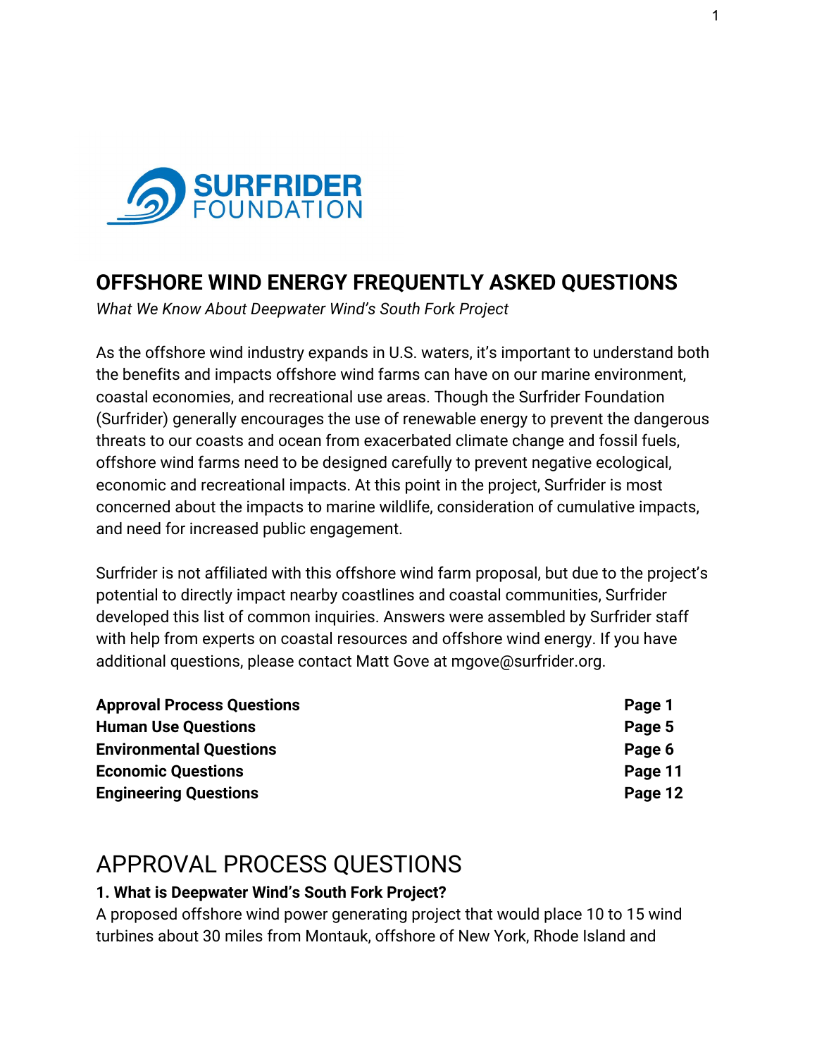SURFRIDER FOUNDATION

# OFFSHORE WIND ENERGY FREQUENTLY ASKED QUESTIONS

*What We Know About Deepwater Wind's South Fork Project*

As the offshore wind industry expands in U.S. waters, it's important to understand both the benefits and impacts offshore wind farms can have on our marine environment, coastal economies, and recreational use areas. Though the Surfrider Foundation (Surfrider) generally encourages the use of renewable energy to prevent the dangerous threats to our coasts and ocean from exacerbated climate change and fossil fuels, offshore wind farms need to be designed carefully to prevent negative ecological, economic and recreational impacts. At this point in the project, Surfrider is most concerned about the impacts to marine wildlife, consideration of cumulative impacts, and need for increased public engagement.

Surfrider is not affiliated with this offshore wind farm proposal, but due to the project's potential to directly impact nearby coastlines and coastal communities, Surfrider developed this list of common inquiries. Answers were assembled by Surfrider staff with help from experts on coastal resources and offshore wind energy. If you have additional questions, please contact Matt Gove at mgove@surfrider.org.

| | |
|---|---|
| **Approval Process Questions** | **Page 1** |
| **Human Use Questions** | **Page 5** |
| **Environmental Questions** | **Page 6** |
| **Economic Questions** | **Page 11** |
| **Engineering Questions** | **Page 12** |

## APPROVAL PROCESS QUESTIONS

### 1. What is Deepwater Wind's South Fork Project?

A proposed offshore wind power generating project that would place 10 to 15 wind turbines about 30 miles from Montauk, offshore of New York, Rhode Island and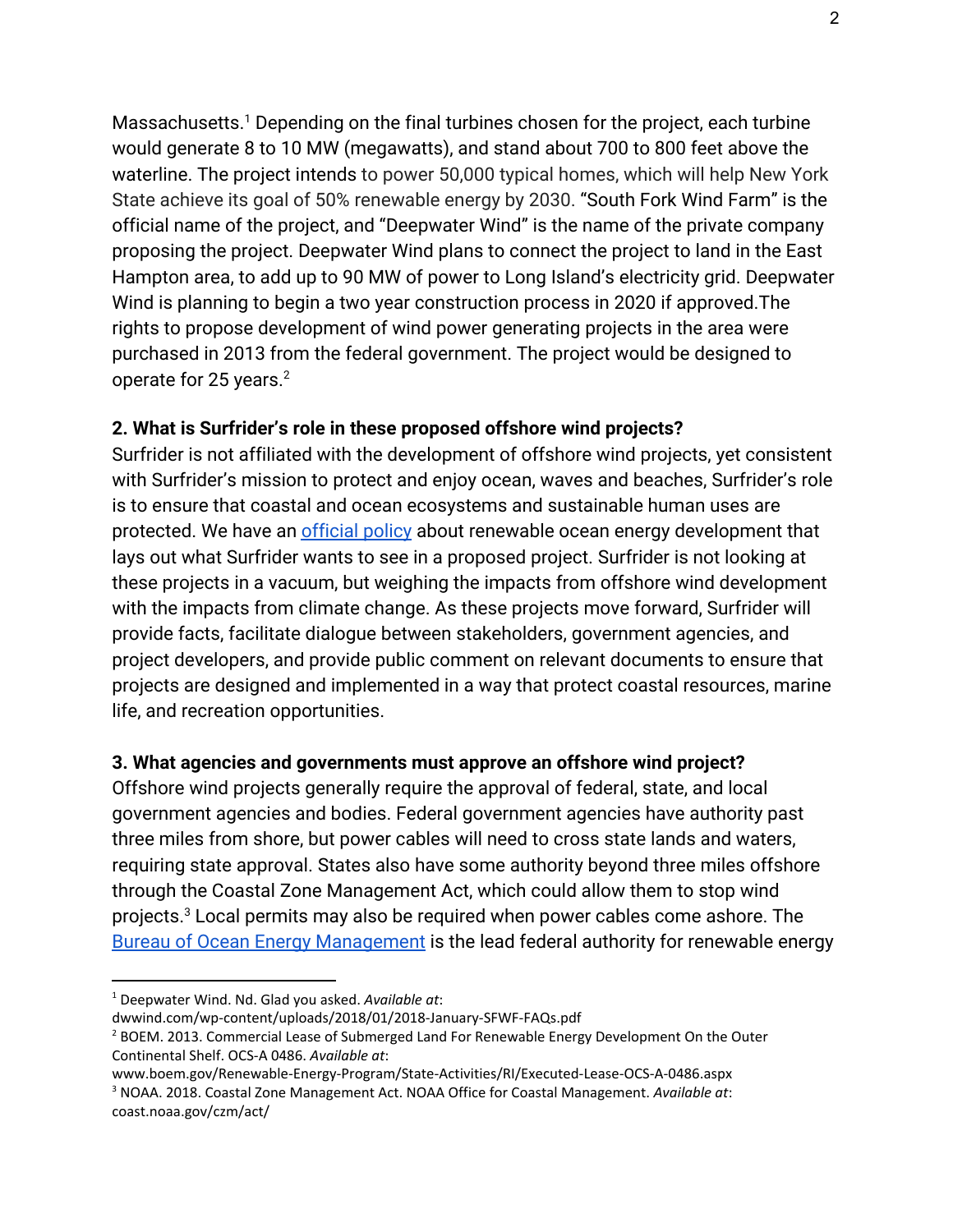Massachusetts.[1] Depending on the final turbines chosen for the project, each turbine would generate 8 to 10 MW (megawatts), and stand about 700 to 800 feet above the waterline. The project intends to power 50,000 typical homes, which will help New York State achieve its goal of 50% renewable energy by 2030. "South Fork Wind Farm" is the official name of the project, and "Deepwater Wind" is the name of the private company proposing the project. Deepwater Wind plans to connect the project to land in the East Hampton area, to add up to 90 MW of power to Long Island's electricity grid. Deepwater Wind is planning to begin a two year construction process in 2020 if approved.The rights to propose development of wind power generating projects in the area were purchased in 2013 from the federal government. The project would be designed to operate for 25 years.[2]

**2. What is Surfrider's role in these proposed offshore wind projects?**

Surfrider is not affiliated with the development of offshore wind projects, yet consistent with Surfrider's mission to protect and enjoy ocean, waves and beaches, Surfrider's role is to ensure that coastal and ocean ecosystems and sustainable human uses are protected. We have an official policy about renewable ocean energy development that lays out what Surfrider wants to see in a proposed project. Surfrider is not looking at these projects in a vacuum, but weighing the impacts from offshore wind development with the impacts from climate change. As these projects move forward, Surfrider will provide facts, facilitate dialogue between stakeholders, government agencies, and project developers, and provide public comment on relevant documents to ensure that projects are designed and implemented in a way that protect coastal resources, marine life, and recreation opportunities.

**3. What agencies and governments must approve an offshore wind project?**

Offshore wind projects generally require the approval of federal, state, and local government agencies and bodies. Federal government agencies have authority past three miles from shore, but power cables will need to cross state lands and waters, requiring state approval. States also have some authority beyond three miles offshore through the Coastal Zone Management Act, which could allow them to stop wind projects.[3] Local permits may also be required when power cables come ashore. The Bureau of Ocean Energy Management is the lead federal authority for renewable energy

---

[1] Deepwater Wind. Nd. Glad you asked. *Available at*: dwwind.com/wp-content/uploads/2018/01/2018-January-SFWF-FAQs.pdf

[2] BOEM. 2013. Commercial Lease of Submerged Land For Renewable Energy Development On the Outer Continental Shelf. OCS-A 0486. *Available at*: www.boem.gov/Renewable-Energy-Program/State-Activities/RI/Executed-Lease-OCS-A-0486.aspx

[3] NOAA. 2018. Coastal Zone Management Act. NOAA Office for Coastal Management. *Available at*: coast.noaa.gov/czm/act/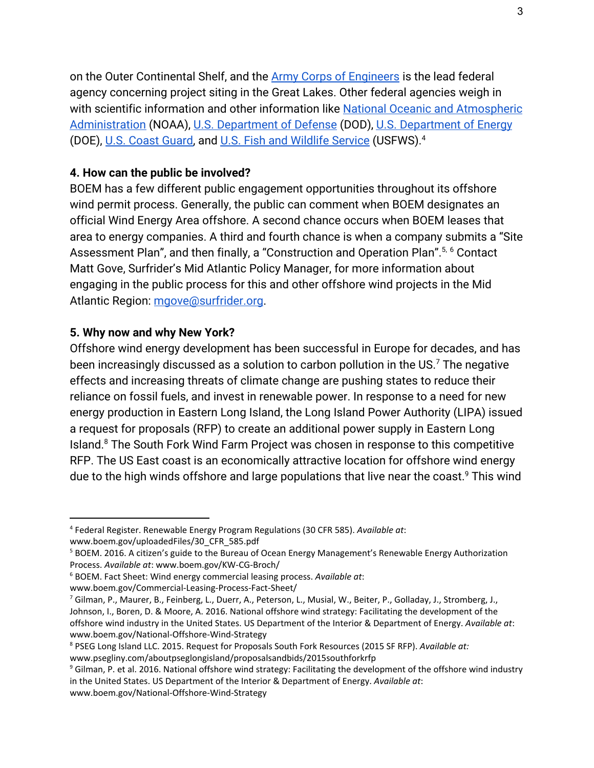on the Outer Continental Shelf, and the Army Corps of Engineers is the lead federal agency concerning project siting in the Great Lakes. Other federal agencies weigh in with scientific information and other information like National Oceanic and Atmospheric Administration (NOAA), U.S. Department of Defense (DOD), U.S. Department of Energy (DOE), U.S. Coast Guard, and U.S. Fish and Wildlife Service (USFWS).[4]

**4. How can the public be involved?**

BOEM has a few different public engagement opportunities throughout its offshore wind permit process. Generally, the public can comment when BOEM designates an official Wind Energy Area offshore. A second chance occurs when BOEM leases that area to energy companies. A third and fourth chance is when a company submits a "Site Assessment Plan", and then finally, a "Construction and Operation Plan".[5, 6] Contact Matt Gove, Surfrider's Mid Atlantic Policy Manager, for more information about engaging in the public process for this and other offshore wind projects in the Mid Atlantic Region: mgove@surfrider.org.

**5. Why now and why New York?**

Offshore wind energy development has been successful in Europe for decades, and has been increasingly discussed as a solution to carbon pollution in the US.[7] The negative effects and increasing threats of climate change are pushing states to reduce their reliance on fossil fuels, and invest in renewable power. In response to a need for new energy production in Eastern Long Island, the Long Island Power Authority (LIPA) issued a request for proposals (RFP) to create an additional power supply in Eastern Long Island.[8] The South Fork Wind Farm Project was chosen in response to this competitive RFP. The US East coast is an economically attractive location for offshore wind energy due to the high winds offshore and large populations that live near the coast.[9] This wind

---

[4] Federal Register. Renewable Energy Program Regulations (30 CFR 585). *Available at*: www.boem.gov/uploadedFiles/30_CFR_585.pdf

[5] BOEM. 2016. A citizen's guide to the Bureau of Ocean Energy Management's Renewable Energy Authorization Process. *Available at*: www.boem.gov/KW-CG-Broch/

[6] BOEM. Fact Sheet: Wind energy commercial leasing process. *Available at*: www.boem.gov/Commercial-Leasing-Process-Fact-Sheet/

[7] Gilman, P., Maurer, B., Feinberg, L., Duerr, A., Peterson, L., Musial, W., Beiter, P., Golladay, J., Stromberg, J., Johnson, I., Boren, D. & Moore, A. 2016. National offshore wind strategy: Facilitating the development of the offshore wind industry in the United States. US Department of the Interior & Department of Energy. *Available at*: www.boem.gov/National-Offshore-Wind-Strategy

[8] PSEG Long Island LLC. 2015. Request for Proposals South Fork Resources (2015 SF RFP). *Available at:* www.psegliny.com/aboutpseglongisland/proposalsandbids/2015southforkrfp

[9] Gilman, P. et al. 2016. National offshore wind strategy: Facilitating the development of the offshore wind industry in the United States. US Department of the Interior & Department of Energy. *Available at*: www.boem.gov/National-Offshore-Wind-Strategy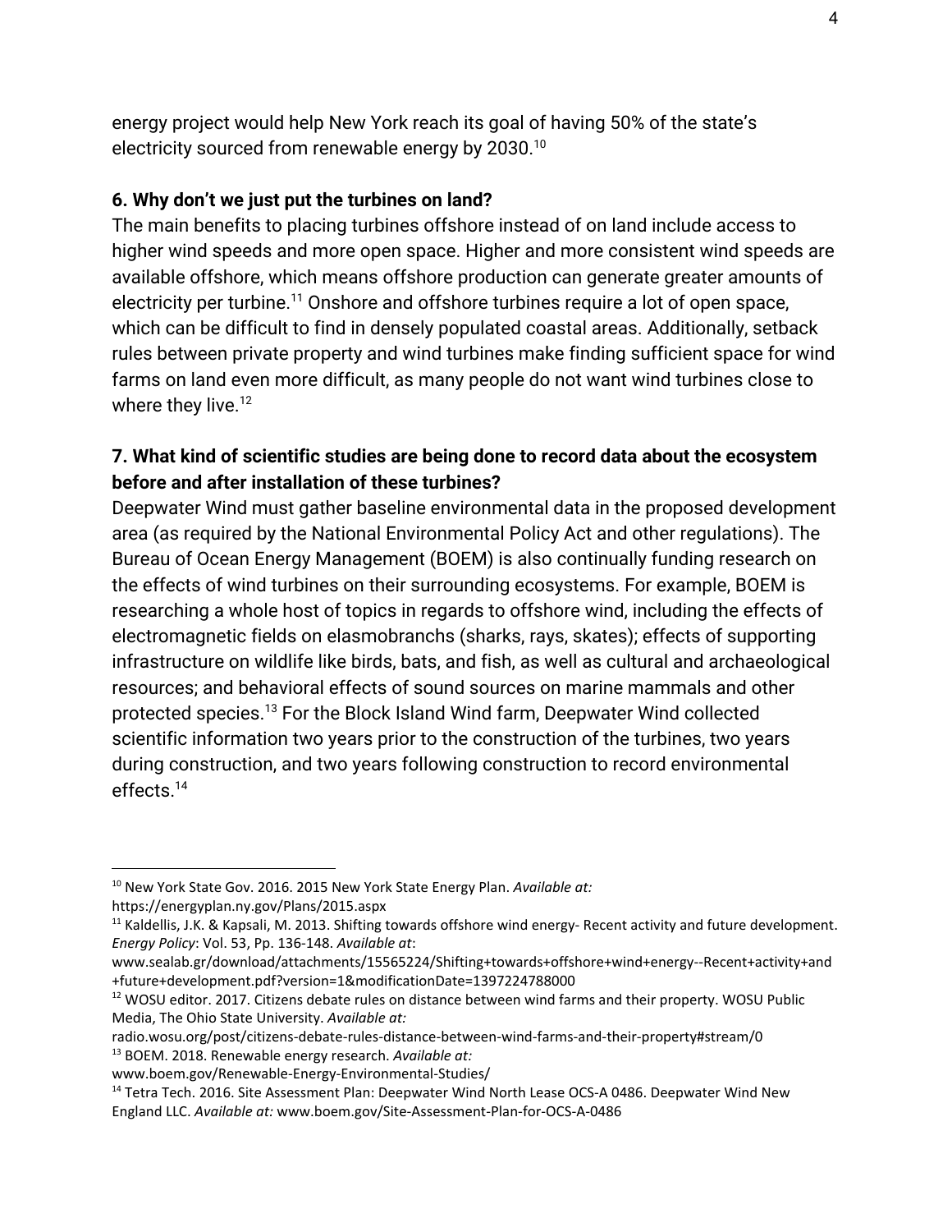energy project would help New York reach its goal of having 50% of the state's electricity sourced from renewable energy by 2030.[10]

**6. Why don't we just put the turbines on land?**

The main benefits to placing turbines offshore instead of on land include access to higher wind speeds and more open space. Higher and more consistent wind speeds are available offshore, which means offshore production can generate greater amounts of electricity per turbine.[11] Onshore and offshore turbines require a lot of open space, which can be difficult to find in densely populated coastal areas. Additionally, setback rules between private property and wind turbines make finding sufficient space for wind farms on land even more difficult, as many people do not want wind turbines close to where they live.[12]

**7. What kind of scientific studies are being done to record data about the ecosystem before and after installation of these turbines?**

Deepwater Wind must gather baseline environmental data in the proposed development area (as required by the National Environmental Policy Act and other regulations). The Bureau of Ocean Energy Management (BOEM) is also continually funding research on the effects of wind turbines on their surrounding ecosystems. For example, BOEM is researching a whole host of topics in regards to offshore wind, including the effects of electromagnetic fields on elasmobranchs (sharks, rays, skates); effects of supporting infrastructure on wildlife like birds, bats, and fish, as well as cultural and archaeological resources; and behavioral effects of sound sources on marine mammals and other protected species.[13] For the Block Island Wind farm, Deepwater Wind collected scientific information two years prior to the construction of the turbines, two years during construction, and two years following construction to record environmental effects.[14]

---

[10] New York State Gov. 2016. 2015 New York State Energy Plan. *Available at:* https://energyplan.ny.gov/Plans/2015.aspx

[11] Kaldellis, J.K. & Kapsali, M. 2013. Shifting towards offshore wind energy- Recent activity and future development. *Energy Policy*: Vol. 53, Pp. 136-148. *Available at*: www.sealab.gr/download/attachments/15565224/Shifting+towards+offshore+wind+energy--Recent+activity+and+future+development.pdf?version=1&modificationDate=1397224788000

[12] WOSU editor. 2017. Citizens debate rules on distance between wind farms and their property. WOSU Public Media, The Ohio State University. *Available at:* radio.wosu.org/post/citizens-debate-rules-distance-between-wind-farms-and-their-property#stream/0

[13] BOEM. 2018. Renewable energy research. *Available at:* www.boem.gov/Renewable-Energy-Environmental-Studies/

[14] Tetra Tech. 2016. Site Assessment Plan: Deepwater Wind North Lease OCS-A 0486. Deepwater Wind New England LLC. *Available at:* www.boem.gov/Site-Assessment-Plan-for-OCS-A-0486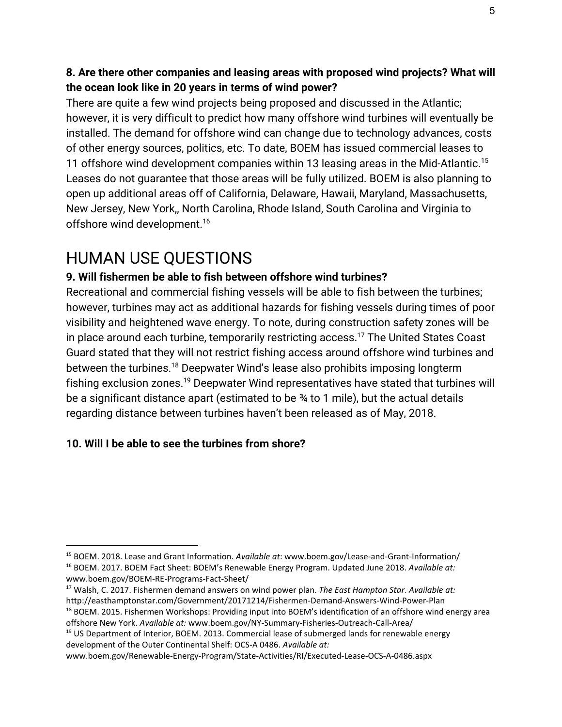**8. Are there other companies and leasing areas with proposed wind projects? What will the ocean look like in 20 years in terms of wind power?**

There are quite a few wind projects being proposed and discussed in the Atlantic; however, it is very difficult to predict how many offshore wind turbines will eventually be installed. The demand for offshore wind can change due to technology advances, costs of other energy sources, politics, etc. To date, BOEM has issued commercial leases to 11 offshore wind development companies within 13 leasing areas in the Mid-Atlantic.[15] Leases do not guarantee that those areas will be fully utilized. BOEM is also planning to open up additional areas off of California, Delaware, Hawaii, Maryland, Massachusetts, New Jersey, New York,, North Carolina, Rhode Island, South Carolina and Virginia to offshore wind development.[16]

# HUMAN USE QUESTIONS

**9. Will fishermen be able to fish between offshore wind turbines?**

Recreational and commercial fishing vessels will be able to fish between the turbines; however, turbines may act as additional hazards for fishing vessels during times of poor visibility and heightened wave energy. To note, during construction safety zones will be in place around each turbine, temporarily restricting access.[17] The United States Coast Guard stated that they will not restrict fishing access around offshore wind turbines and between the turbines.[18] Deepwater Wind's lease also prohibits imposing longterm fishing exclusion zones.[19] Deepwater Wind representatives have stated that turbines will be a significant distance apart (estimated to be ¾ to 1 mile), but the actual details regarding distance between turbines haven't been released as of May, 2018.

**10. Will I be able to see the turbines from shore?**

---

[15] BOEM. 2018. Lease and Grant Information. *Available at*: www.boem.gov/Lease-and-Grant-Information/

[16] BOEM. 2017. BOEM Fact Sheet: BOEM's Renewable Energy Program. Updated June 2018. *Available at:* www.boem.gov/BOEM-RE-Programs-Fact-Sheet/

[17] Walsh, C. 2017. Fishermen demand answers on wind power plan. *The East Hampton Star*. *Available at:* http://easthamptonstar.com/Government/20171214/Fishermen-Demand-Answers-Wind-Power-Plan

[18] BOEM. 2015. Fishermen Workshops: Providing input into BOEM's identification of an offshore wind energy area offshore New York. *Available at:* www.boem.gov/NY-Summary-Fisheries-Outreach-Call-Area/

[19] US Department of Interior, BOEM. 2013. Commercial lease of submerged lands for renewable energy development of the Outer Continental Shelf: OCS-A 0486. *Available at:* www.boem.gov/Renewable-Energy-Program/State-Activities/RI/Executed-Lease-OCS-A-0486.aspx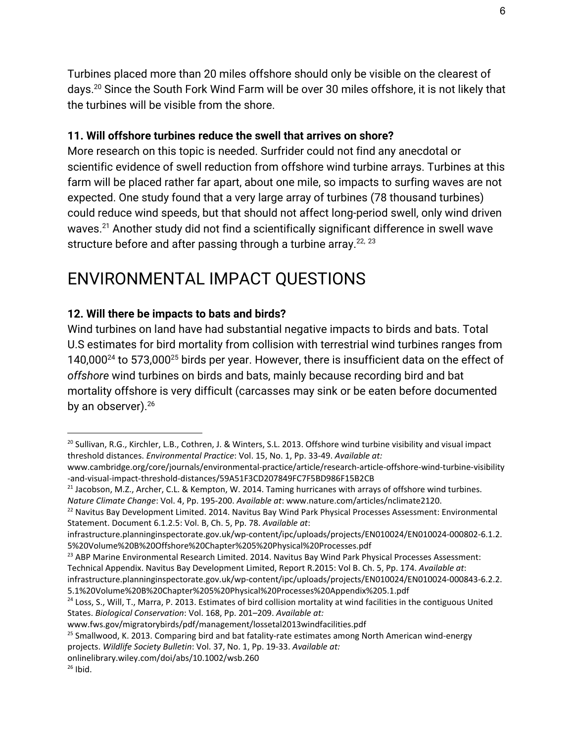Turbines placed more than 20 miles offshore should only be visible on the clearest of days.[20] Since the South Fork Wind Farm will be over 30 miles offshore, it is not likely that the turbines will be visible from the shore.

### 11. Will offshore turbines reduce the swell that arrives on shore?

More research on this topic is needed. Surfrider could not find any anecdotal or scientific evidence of swell reduction from offshore wind turbine arrays. Turbines at this farm will be placed rather far apart, about one mile, so impacts to surfing waves are not expected. One study found that a very large array of turbines (78 thousand turbines) could reduce wind speeds, but that should not affect long-period swell, only wind driven waves.[21] Another study did not find a scientifically significant difference in swell wave structure before and after passing through a turbine array.[22, 23]

## ENVIRONMENTAL IMPACT QUESTIONS

### 12. Will there be impacts to bats and birds?

Wind turbines on land have had substantial negative impacts to birds and bats. Total U.S estimates for bird mortality from collision with terrestrial wind turbines ranges from 140,000[24] to 573,000[25] birds per year. However, there is insufficient data on the effect of *offshore* wind turbines on birds and bats, mainly because recording bird and bat mortality offshore is very difficult (carcasses may sink or be eaten before documented by an observer).[26]

---

[20] Sullivan, R.G., Kirchler, L.B., Cothren, J. & Winters, S.L. 2013. Offshore wind turbine visibility and visual impact threshold distances. *Environmental Practice*: Vol. 15, No. 1, Pp. 33-49. *Available at:* www.cambridge.org/core/journals/environmental-practice/article/research-article-offshore-wind-turbine-visibility-and-visual-impact-threshold-distances/59A51F3CD207849FC7F5BD986F15B2CB

[21] Jacobson, M.Z., Archer, C.L. & Kempton, W. 2014. Taming hurricanes with arrays of offshore wind turbines. *Nature Climate Change*: Vol. 4, Pp. 195-200. *Available at*: www.nature.com/articles/nclimate2120.

[22] Navitus Bay Development Limited. 2014. Navitus Bay Wind Park Physical Processes Assessment: Environmental Statement. Document 6.1.2.5: Vol. B, Ch. 5, Pp. 78. *Available at*: infrastructure.planninginspectorate.gov.uk/wp-content/ipc/uploads/projects/EN010024/EN010024-000802-6.1.2.5%20Volume%20B%20Offshore%20Chapter%205%20Physical%20Processes.pdf

[23] ABP Marine Environmental Research Limited. 2014. Navitus Bay Wind Park Physical Processes Assessment: Technical Appendix. Navitus Bay Development Limited, Report R.2015: Vol B. Ch. 5, Pp. 174. *Available at*: infrastructure.planninginspectorate.gov.uk/wp-content/ipc/uploads/projects/EN010024/EN010024-000843-6.2.2.5.1%20Volume%20B%20Chapter%205%20Physical%20Processes%20Appendix%205.1.pdf

[24] Loss, S., Will, T., Marra, P. 2013. Estimates of bird collision mortality at wind facilities in the contiguous United States. *Biological Conservation*: Vol. 168, Pp. 201–209. *Available at:* www.fws.gov/migratorybirds/pdf/management/lossetal2013windfacilities.pdf

[25] Smallwood, K. 2013. Comparing bird and bat fatality-rate estimates among North American wind-energy projects. *Wildlife Society Bulletin*: Vol. 37, No. 1, Pp. 19-33. *Available at:* onlinelibrary.wiley.com/doi/abs/10.1002/wsb.260

[26] Ibid.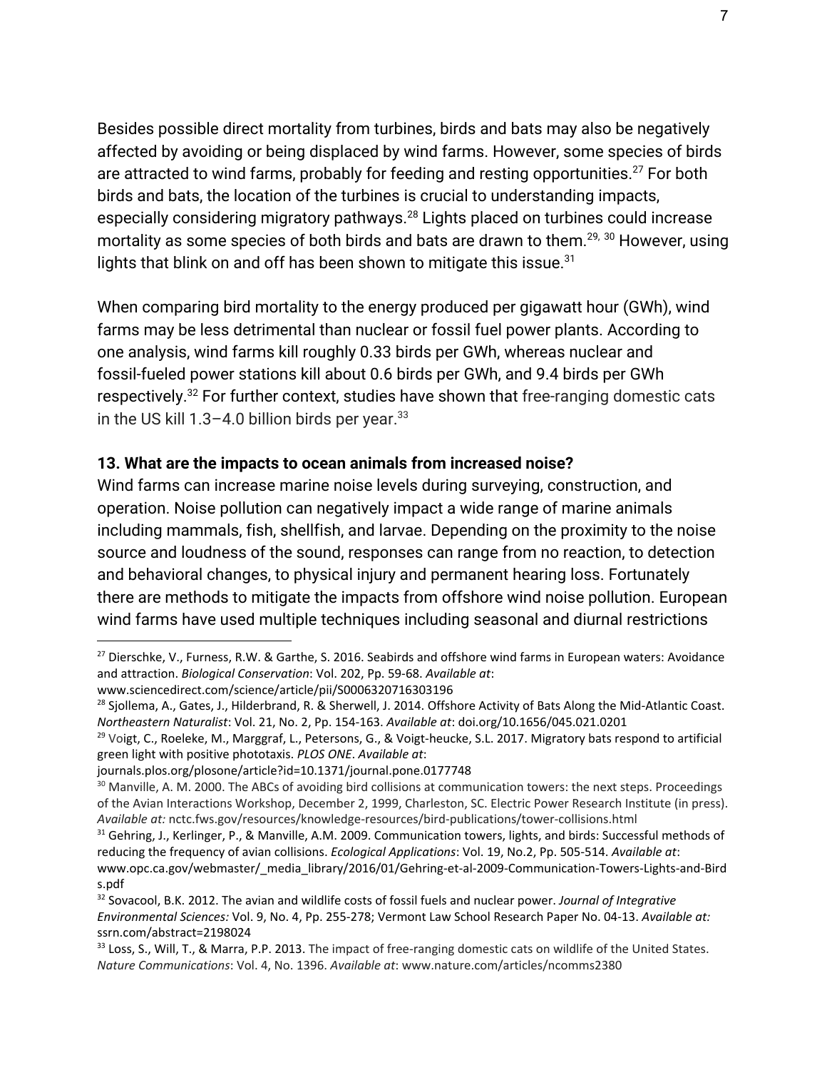Besides possible direct mortality from turbines, birds and bats may also be negatively affected by avoiding or being displaced by wind farms. However, some species of birds are attracted to wind farms, probably for feeding and resting opportunities.[27] For both birds and bats, the location of the turbines is crucial to understanding impacts, especially considering migratory pathways.[28] Lights placed on turbines could increase mortality as some species of both birds and bats are drawn to them.[29, 30] However, using lights that blink on and off has been shown to mitigate this issue.[31]

When comparing bird mortality to the energy produced per gigawatt hour (GWh), wind farms may be less detrimental than nuclear or fossil fuel power plants. According to one analysis, wind farms kill roughly 0.33 birds per GWh, whereas nuclear and fossil-fueled power stations kill about 0.6 birds per GWh, and 9.4 birds per GWh respectively.[32] For further context, studies have shown that free-ranging domestic cats in the US kill 1.3–4.0 billion birds per year.[33]

**13. What are the impacts to ocean animals from increased noise?**

Wind farms can increase marine noise levels during surveying, construction, and operation. Noise pollution can negatively impact a wide range of marine animals including mammals, fish, shellfish, and larvae. Depending on the proximity to the noise source and loudness of the sound, responses can range from no reaction, to detection and behavioral changes, to physical injury and permanent hearing loss. Fortunately there are methods to mitigate the impacts from offshore wind noise pollution. European wind farms have used multiple techniques including seasonal and diurnal restrictions

---

[27] Dierschke, V., Furness, R.W. & Garthe, S. 2016. Seabirds and offshore wind farms in European waters: Avoidance and attraction. *Biological Conservation*: Vol. 202, Pp. 59-68. *Available at*: www.sciencedirect.com/science/article/pii/S0006320716303196

[28] Sjollema, A., Gates, J., Hilderbrand, R. & Sherwell, J. 2014. Offshore Activity of Bats Along the Mid-Atlantic Coast. *Northeastern Naturalist*: Vol. 21, No. 2, Pp. 154-163. *Available at*: doi.org/10.1656/045.021.0201

[29] Voigt, C., Roeleke, M., Marggraf, L., Petersons, G., & Voigt-heucke, S.L. 2017. Migratory bats respond to artificial green light with positive phototaxis. *PLOS ONE*. *Available at*: journals.plos.org/plosone/article?id=10.1371/journal.pone.0177748

[30] Manville, A. M. 2000. The ABCs of avoiding bird collisions at communication towers: the next steps. Proceedings of the Avian Interactions Workshop, December 2, 1999, Charleston, SC. Electric Power Research Institute (in press). *Available at:* nctc.fws.gov/resources/knowledge-resources/bird-publications/tower-collisions.html

[31] Gehring, J., Kerlinger, P., & Manville, A.M. 2009. Communication towers, lights, and birds: Successful methods of reducing the frequency of avian collisions. *Ecological Applications*: Vol. 19, No.2, Pp. 505-514. *Available at*: www.opc.ca.gov/webmaster/_media_library/2016/01/Gehring-et-al-2009-Communication-Towers-Lights-and-Birds.pdf

[32] Sovacool, B.K. 2012. The avian and wildlife costs of fossil fuels and nuclear power. *Journal of Integrative Environmental Sciences:* Vol. 9, No. 4, Pp. 255-278; Vermont Law School Research Paper No. 04-13. *Available at:* ssrn.com/abstract=2198024

[33] Loss, S., Will, T., & Marra, P.P. 2013. The impact of free-ranging domestic cats on wildlife of the United States. *Nature Communications*: Vol. 4, No. 1396. *Available at*: www.nature.com/articles/ncomms2380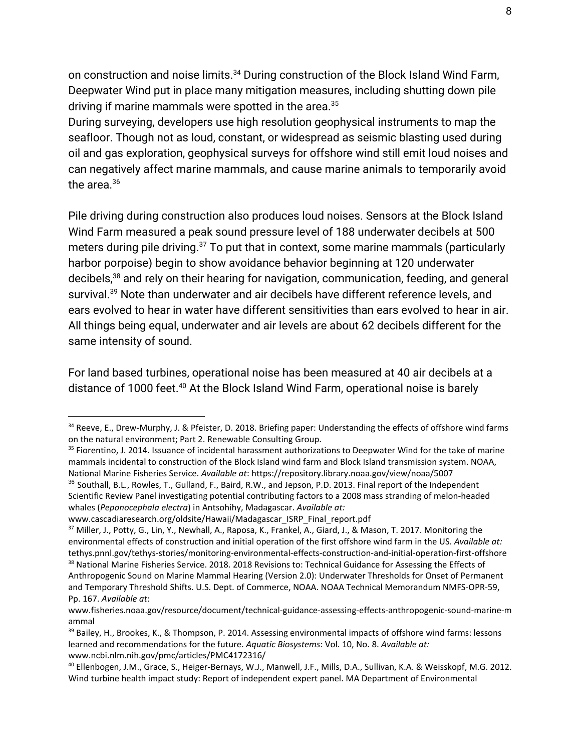on construction and noise limits.[34] During construction of the Block Island Wind Farm, Deepwater Wind put in place many mitigation measures, including shutting down pile driving if marine mammals were spotted in the area.[35]

During surveying, developers use high resolution geophysical instruments to map the seafloor. Though not as loud, constant, or widespread as seismic blasting used during oil and gas exploration, geophysical surveys for offshore wind still emit loud noises and can negatively affect marine mammals, and cause marine animals to temporarily avoid the area.[36]

Pile driving during construction also produces loud noises. Sensors at the Block Island Wind Farm measured a peak sound pressure level of 188 underwater decibels at 500 meters during pile driving.[37] To put that in context, some marine mammals (particularly harbor porpoise) begin to show avoidance behavior beginning at 120 underwater decibels,[38] and rely on their hearing for navigation, communication, feeding, and general survival.[39] Note than underwater and air decibels have different reference levels, and ears evolved to hear in water have different sensitivities than ears evolved to hear in air. All things being equal, underwater and air levels are about 62 decibels different for the same intensity of sound.

For land based turbines, operational noise has been measured at 40 air decibels at a distance of 1000 feet.[40] At the Block Island Wind Farm, operational noise is barely

---

[34] Reeve, E., Drew-Murphy, J. & Pfeister, D. 2018. Briefing paper: Understanding the effects of offshore wind farms on the natural environment; Part 2. Renewable Consulting Group.

[35] Fiorentino, J. 2014. Issuance of incidental harassment authorizations to Deepwater Wind for the take of marine mammals incidental to construction of the Block Island wind farm and Block Island transmission system. NOAA, National Marine Fisheries Service. *Available at*: https://repository.library.noaa.gov/view/noaa/5007

[36] Southall, B.L., Rowles, T., Gulland, F., Baird, R.W., and Jepson, P.D. 2013. Final report of the Independent Scientific Review Panel investigating potential contributing factors to a 2008 mass stranding of melon-headed whales (*Peponocephala electra*) in Antsohihy, Madagascar. *Available at:* www.cascadiaresearch.org/oldsite/Hawaii/Madagascar_ISRP_Final_report.pdf

[37] Miller, J., Potty, G., Lin, Y., Newhall, A., Raposa, K., Frankel, A., Giard, J., & Mason, T. 2017. Monitoring the environmental effects of construction and initial operation of the first offshore wind farm in the US. *Available at:* tethys.pnnl.gov/tethys-stories/monitoring-environmental-effects-construction-and-initial-operation-first-offshore

[38] National Marine Fisheries Service. 2018. 2018 Revisions to: Technical Guidance for Assessing the Effects of Anthropogenic Sound on Marine Mammal Hearing (Version 2.0): Underwater Thresholds for Onset of Permanent and Temporary Threshold Shifts. U.S. Dept. of Commerce, NOAA. NOAA Technical Memorandum NMFS-OPR-59, Pp. 167. *Available at*: www.fisheries.noaa.gov/resource/document/technical-guidance-assessing-effects-anthropogenic-sound-marine-mammal

[39] Bailey, H., Brookes, K., & Thompson, P. 2014. Assessing environmental impacts of offshore wind farms: lessons learned and recommendations for the future. *Aquatic Biosystems*: Vol. 10, No. 8. *Available at:* www.ncbi.nlm.nih.gov/pmc/articles/PMC4172316/

[40] Ellenbogen, J.M., Grace, S., Heiger-Bernays, W.J., Manwell, J.F., Mills, D.A., Sullivan, K.A. & Weisskopf, M.G. 2012. Wind turbine health impact study: Report of independent expert panel. MA Department of Environmental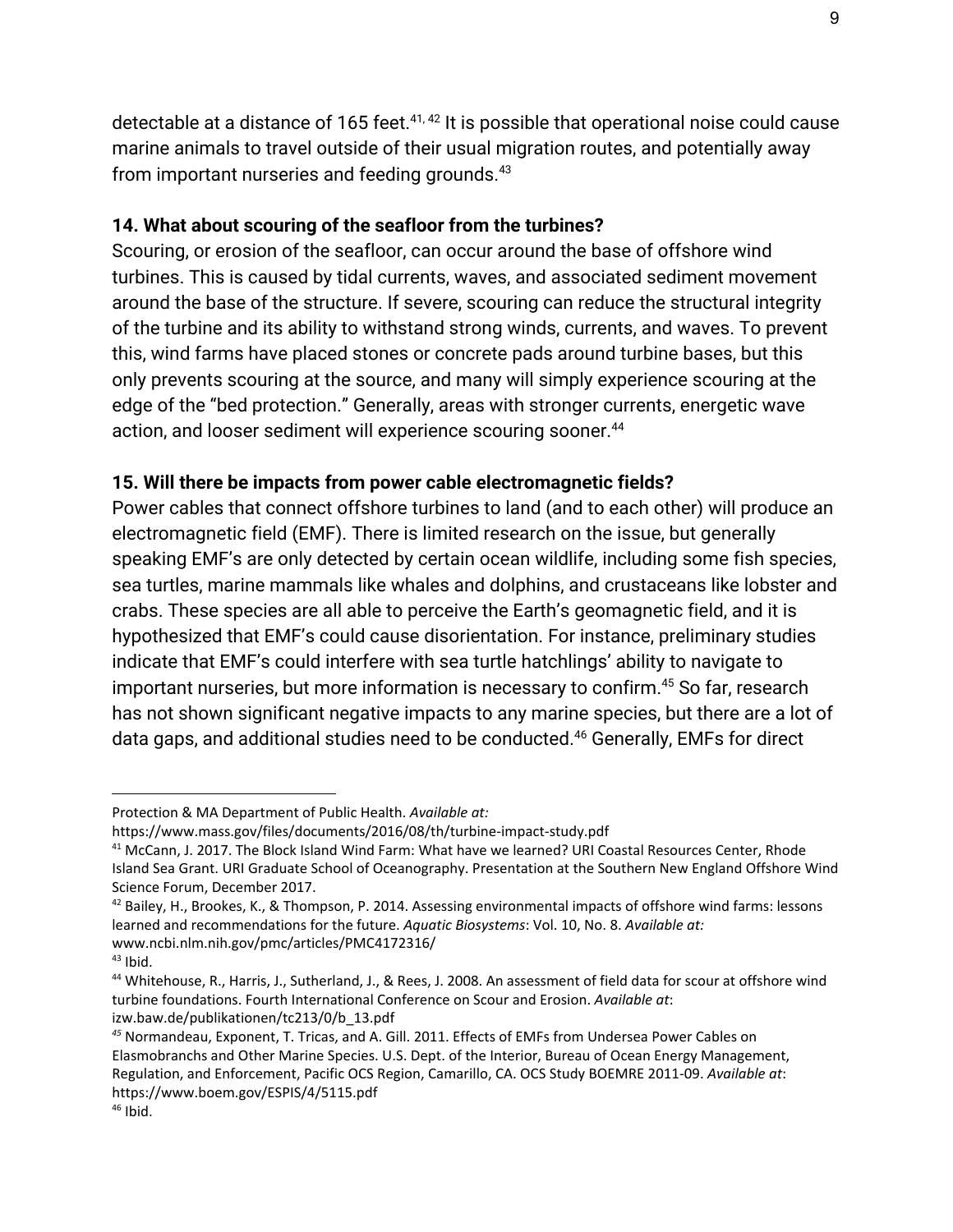detectable at a distance of 165 feet.[41, 42] It is possible that operational noise could cause marine animals to travel outside of their usual migration routes, and potentially away from important nurseries and feeding grounds.[43]

**14. What about scouring of the seafloor from the turbines?**

Scouring, or erosion of the seafloor, can occur around the base of offshore wind turbines. This is caused by tidal currents, waves, and associated sediment movement around the base of the structure. If severe, scouring can reduce the structural integrity of the turbine and its ability to withstand strong winds, currents, and waves. To prevent this, wind farms have placed stones or concrete pads around turbine bases, but this only prevents scouring at the source, and many will simply experience scouring at the edge of the "bed protection." Generally, areas with stronger currents, energetic wave action, and looser sediment will experience scouring sooner.[44]

**15. Will there be impacts from power cable electromagnetic fields?**

Power cables that connect offshore turbines to land (and to each other) will produce an electromagnetic field (EMF). There is limited research on the issue, but generally speaking EMF's are only detected by certain ocean wildlife, including some fish species, sea turtles, marine mammals like whales and dolphins, and crustaceans like lobster and crabs. These species are all able to perceive the Earth's geomagnetic field, and it is hypothesized that EMF's could cause disorientation. For instance, preliminary studies indicate that EMF's could interfere with sea turtle hatchlings' ability to navigate to important nurseries, but more information is necessary to confirm.[45] So far, research has not shown significant negative impacts to any marine species, but there are a lot of data gaps, and additional studies need to be conducted.[46] Generally, EMFs for direct

---

Protection & MA Department of Public Health. *Available at:* https://www.mass.gov/files/documents/2016/08/th/turbine-impact-study.pdf

[41] McCann, J. 2017. The Block Island Wind Farm: What have we learned? URI Coastal Resources Center, Rhode Island Sea Grant. URI Graduate School of Oceanography. Presentation at the Southern New England Offshore Wind Science Forum, December 2017.

[42] Bailey, H., Brookes, K., & Thompson, P. 2014. Assessing environmental impacts of offshore wind farms: lessons learned and recommendations for the future. *Aquatic Biosystems*: Vol. 10, No. 8. *Available at:* www.ncbi.nlm.nih.gov/pmc/articles/PMC4172316/

[43] Ibid.

[44] Whitehouse, R., Harris, J., Sutherland, J., & Rees, J. 2008. An assessment of field data for scour at offshore wind turbine foundations. Fourth International Conference on Scour and Erosion. *Available at*: izw.baw.de/publikationen/tc213/0/b_13.pdf

[45] Normandeau, Exponent, T. Tricas, and A. Gill. 2011. Effects of EMFs from Undersea Power Cables on Elasmobranchs and Other Marine Species. U.S. Dept. of the Interior, Bureau of Ocean Energy Management, Regulation, and Enforcement, Pacific OCS Region, Camarillo, CA. OCS Study BOEMRE 2011-09. *Available at*: https://www.boem.gov/ESPIS/4/5115.pdf

[46] Ibid.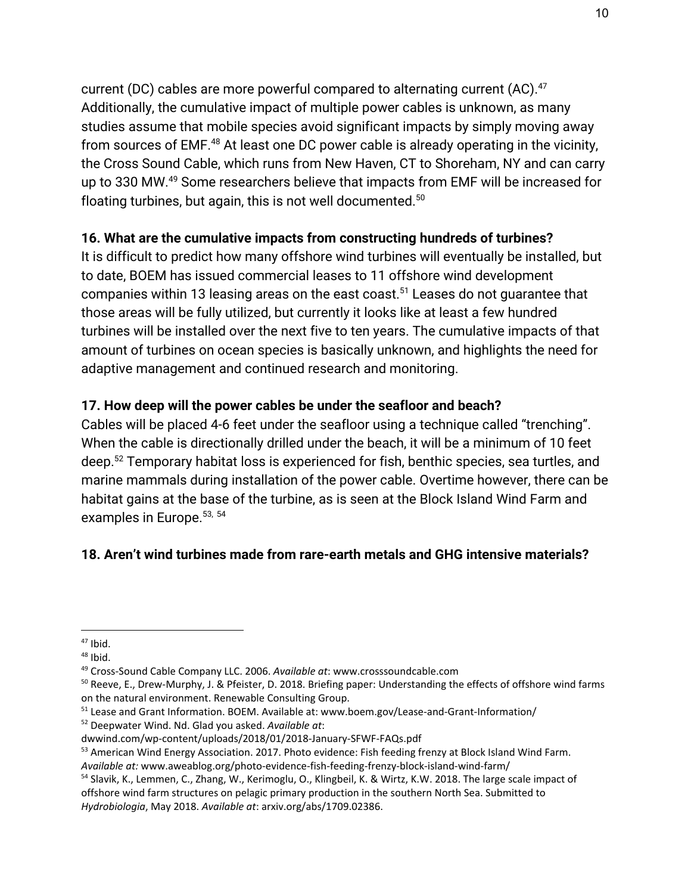current (DC) cables are more powerful compared to alternating current (AC).[47] Additionally, the cumulative impact of multiple power cables is unknown, as many studies assume that mobile species avoid significant impacts by simply moving away from sources of EMF.[48] At least one DC power cable is already operating in the vicinity, the Cross Sound Cable, which runs from New Haven, CT to Shoreham, NY and can carry up to 330 MW.[49] Some researchers believe that impacts from EMF will be increased for floating turbines, but again, this is not well documented.[50]

**16. What are the cumulative impacts from constructing hundreds of turbines?**

It is difficult to predict how many offshore wind turbines will eventually be installed, but to date, BOEM has issued commercial leases to 11 offshore wind development companies within 13 leasing areas on the east coast.[51] Leases do not guarantee that those areas will be fully utilized, but currently it looks like at least a few hundred turbines will be installed over the next five to ten years. The cumulative impacts of that amount of turbines on ocean species is basically unknown, and highlights the need for adaptive management and continued research and monitoring.

**17. How deep will the power cables be under the seafloor and beach?**

Cables will be placed 4-6 feet under the seafloor using a technique called "trenching". When the cable is directionally drilled under the beach, it will be a minimum of 10 feet deep.[52] Temporary habitat loss is experienced for fish, benthic species, sea turtles, and marine mammals during installation of the power cable. Overtime however, there can be habitat gains at the base of the turbine, as is seen at the Block Island Wind Farm and examples in Europe.[53, 54]

**18. Aren't wind turbines made from rare-earth metals and GHG intensive materials?**

---

[47] Ibid.

[48] Ibid.

[49] Cross-Sound Cable Company LLC. 2006. *Available at*: www.crosssoundcable.com

[50] Reeve, E., Drew-Murphy, J. & Pfeister, D. 2018. Briefing paper: Understanding the effects of offshore wind farms on the natural environment. Renewable Consulting Group.

[51] Lease and Grant Information. BOEM. Available at: www.boem.gov/Lease-and-Grant-Information/

[52] Deepwater Wind. Nd. Glad you asked. *Available at*: dwwind.com/wp-content/uploads/2018/01/2018-January-SFWF-FAQs.pdf

[53] American Wind Energy Association. 2017. Photo evidence: Fish feeding frenzy at Block Island Wind Farm. *Available at:* www.aweablog.org/photo-evidence-fish-feeding-frenzy-block-island-wind-farm/

[54] Slavik, K., Lemmen, C., Zhang, W., Kerimoglu, O., Klingbeil, K. & Wirtz, K.W. 2018. The large scale impact of offshore wind farm structures on pelagic primary production in the southern North Sea. Submitted to *Hydrobiologia*, May 2018. *Available at*: arxiv.org/abs/1709.02386.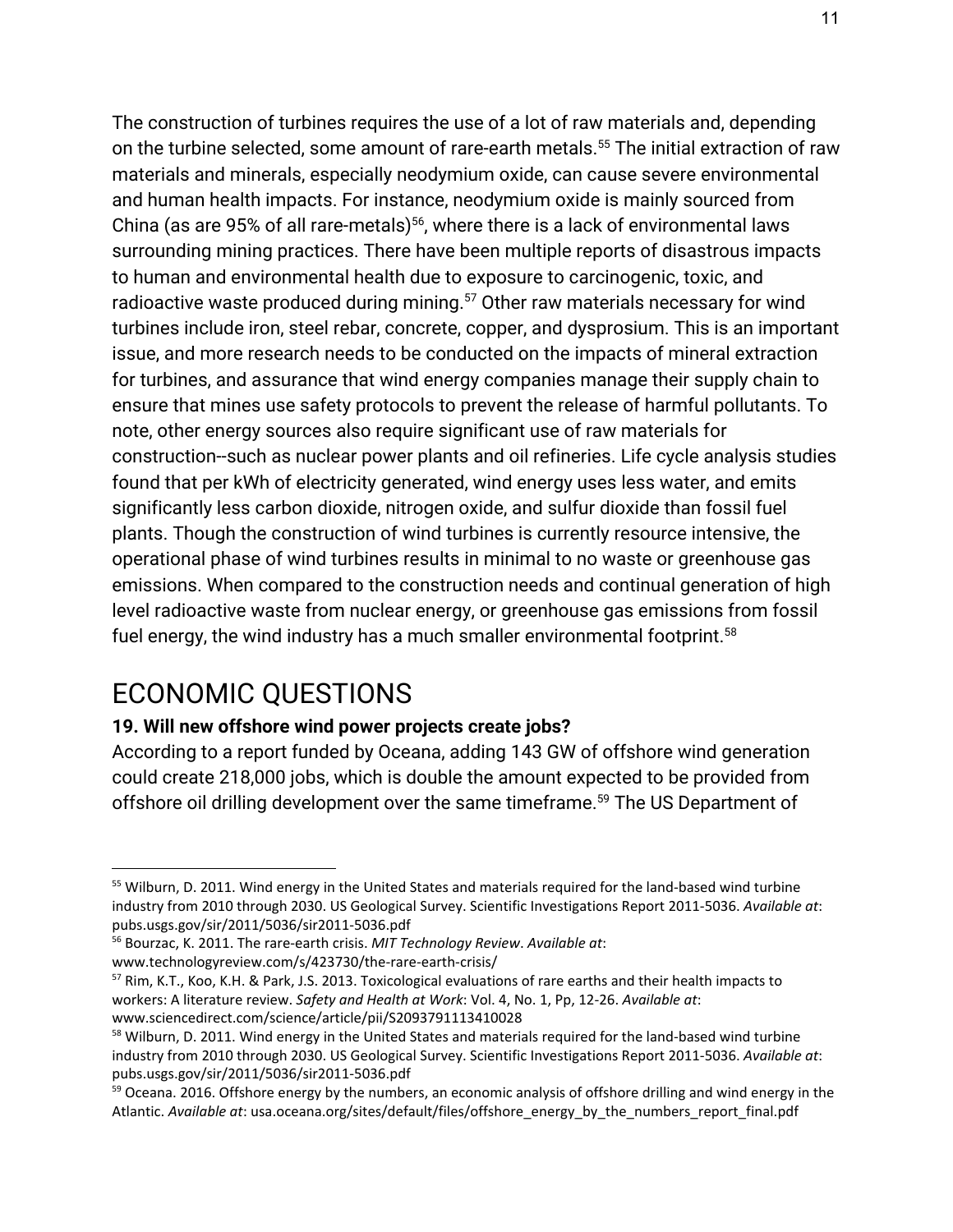The construction of turbines requires the use of a lot of raw materials and, depending on the turbine selected, some amount of rare-earth metals.[55] The initial extraction of raw materials and minerals, especially neodymium oxide, can cause severe environmental and human health impacts. For instance, neodymium oxide is mainly sourced from China (as are 95% of all rare-metals)[56], where there is a lack of environmental laws surrounding mining practices. There have been multiple reports of disastrous impacts to human and environmental health due to exposure to carcinogenic, toxic, and radioactive waste produced during mining.[57] Other raw materials necessary for wind turbines include iron, steel rebar, concrete, copper, and dysprosium. This is an important issue, and more research needs to be conducted on the impacts of mineral extraction for turbines, and assurance that wind energy companies manage their supply chain to ensure that mines use safety protocols to prevent the release of harmful pollutants. To note, other energy sources also require significant use of raw materials for construction--such as nuclear power plants and oil refineries. Life cycle analysis studies found that per kWh of electricity generated, wind energy uses less water, and emits significantly less carbon dioxide, nitrogen oxide, and sulfur dioxide than fossil fuel plants. Though the construction of wind turbines is currently resource intensive, the operational phase of wind turbines results in minimal to no waste or greenhouse gas emissions. When compared to the construction needs and continual generation of high level radioactive waste from nuclear energy, or greenhouse gas emissions from fossil fuel energy, the wind industry has a much smaller environmental footprint.[58]

# ECONOMIC QUESTIONS

**19. Will new offshore wind power projects create jobs?**

According to a report funded by Oceana, adding 143 GW of offshore wind generation could create 218,000 jobs, which is double the amount expected to be provided from offshore oil drilling development over the same timeframe.[59] The US Department of

---

[55] Wilburn, D. 2011. Wind energy in the United States and materials required for the land-based wind turbine industry from 2010 through 2030. US Geological Survey. Scientific Investigations Report 2011-5036. *Available at*: pubs.usgs.gov/sir/2011/5036/sir2011-5036.pdf

[56] Bourzac, K. 2011. The rare-earth crisis. *MIT Technology Review*. *Available at*: www.technologyreview.com/s/423730/the-rare-earth-crisis/

[57] Rim, K.T., Koo, K.H. & Park, J.S. 2013. Toxicological evaluations of rare earths and their health impacts to workers: A literature review. *Safety and Health at Work*: Vol. 4, No. 1, Pp, 12-26. *Available at*: www.sciencedirect.com/science/article/pii/S2093791113410028

[58] Wilburn, D. 2011. Wind energy in the United States and materials required for the land-based wind turbine industry from 2010 through 2030. US Geological Survey. Scientific Investigations Report 2011-5036. *Available at*: pubs.usgs.gov/sir/2011/5036/sir2011-5036.pdf

[59] Oceana. 2016. Offshore energy by the numbers, an economic analysis of offshore drilling and wind energy in the Atlantic. *Available at*: usa.oceana.org/sites/default/files/offshore_energy_by_the_numbers_report_final.pdf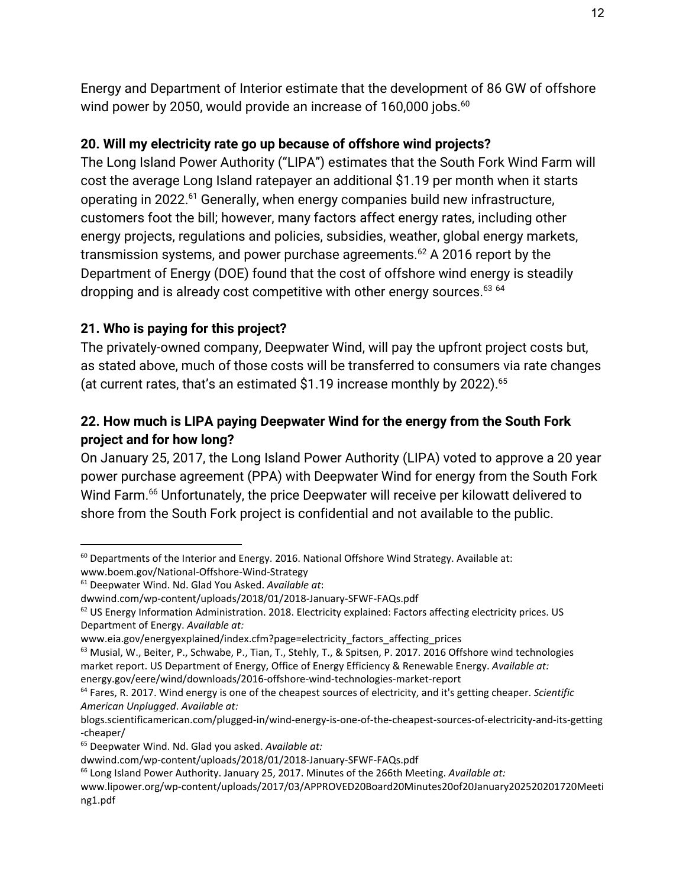Energy and Department of Interior estimate that the development of 86 GW of offshore wind power by 2050, would provide an increase of 160,000 jobs.[60]

### 20. Will my electricity rate go up because of offshore wind projects?

The Long Island Power Authority ("LIPA") estimates that the South Fork Wind Farm will cost the average Long Island ratepayer an additional $1.19 per month when it starts operating in 2022.[61] Generally, when energy companies build new infrastructure, customers foot the bill; however, many factors affect energy rates, including other energy projects, regulations and policies, subsidies, weather, global energy markets, transmission systems, and power purchase agreements.[62] A 2016 report by the Department of Energy (DOE) found that the cost of offshore wind energy is steadily dropping and is already cost competitive with other energy sources.[63] [64]

### 21. Who is paying for this project?

The privately-owned company, Deepwater Wind, will pay the upfront project costs but, as stated above, much of those costs will be transferred to consumers via rate changes (at current rates, that's an estimated $1.19 increase monthly by 2022).[65]

### 22. How much is LIPA paying Deepwater Wind for the energy from the South Fork project and for how long?

On January 25, 2017, the Long Island Power Authority (LIPA) voted to approve a 20 year power purchase agreement (PPA) with Deepwater Wind for energy from the South Fork Wind Farm.[66] Unfortunately, the price Deepwater will receive per kilowatt delivered to shore from the South Fork project is confidential and not available to the public.

---

[60] Departments of the Interior and Energy. 2016. National Offshore Wind Strategy. Available at: www.boem.gov/National-Offshore-Wind-Strategy

[61] Deepwater Wind. Nd. Glad You Asked. *Available at*: dwwind.com/wp-content/uploads/2018/01/2018-January-SFWF-FAQs.pdf

[62] US Energy Information Administration. 2018. Electricity explained: Factors affecting electricity prices. US Department of Energy. *Available at:* www.eia.gov/energyexplained/index.cfm?page=electricity_factors_affecting_prices

[63] Musial, W., Beiter, P., Schwabe, P., Tian, T., Stehly, T., & Spitsen, P. 2017. 2016 Offshore wind technologies market report. US Department of Energy, Office of Energy Efficiency & Renewable Energy. *Available at:* energy.gov/eere/wind/downloads/2016-offshore-wind-technologies-market-report

[64] Fares, R. 2017. Wind energy is one of the cheapest sources of electricity, and it's getting cheaper. *Scientific American Unplugged*. *Available at:* blogs.scientificamerican.com/plugged-in/wind-energy-is-one-of-the-cheapest-sources-of-electricity-and-its-getting-cheaper/

[65] Deepwater Wind. Nd. Glad you asked. *Available at:* dwwind.com/wp-content/uploads/2018/01/2018-January-SFWF-FAQs.pdf

[66] Long Island Power Authority. January 25, 2017. Minutes of the 266th Meeting. *Available at:* www.lipower.org/wp-content/uploads/2017/03/APPROVED20Board20Minutes20of20January202520201720Meeting1.pdf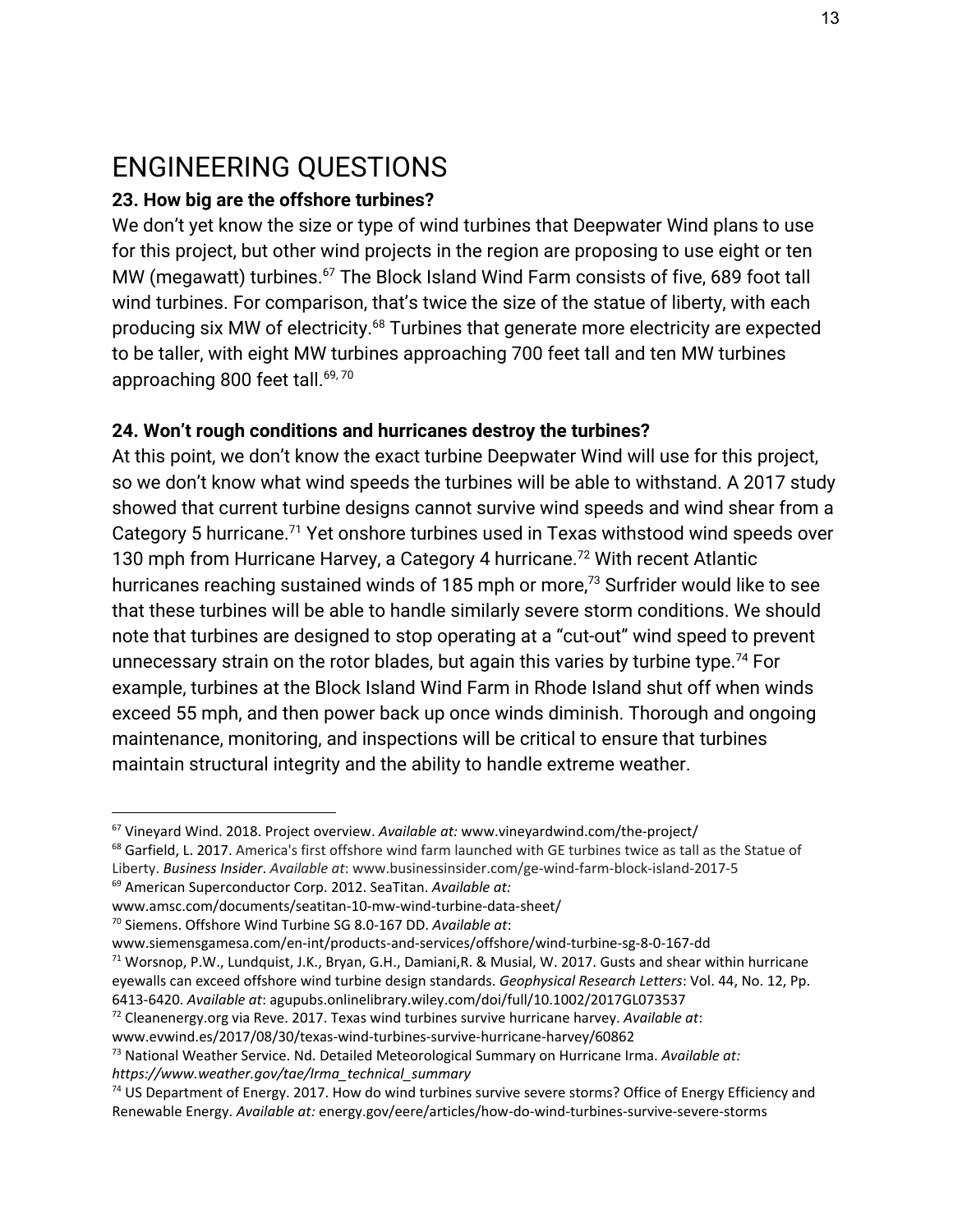# ENGINEERING QUESTIONS

**23. How big are the offshore turbines?**

We don't yet know the size or type of wind turbines that Deepwater Wind plans to use for this project, but other wind projects in the region are proposing to use eight or ten MW (megawatt) turbines.[67] The Block Island Wind Farm consists of five, 689 foot tall wind turbines. For comparison, that's twice the size of the statue of liberty, with each producing six MW of electricity.[68] Turbines that generate more electricity are expected to be taller, with eight MW turbines approaching 700 feet tall and ten MW turbines approaching 800 feet tall.[69, 70]

**24. Won't rough conditions and hurricanes destroy the turbines?**

At this point, we don't know the exact turbine Deepwater Wind will use for this project, so we don't know what wind speeds the turbines will be able to withstand. A 2017 study showed that current turbine designs cannot survive wind speeds and wind shear from a Category 5 hurricane.[71] Yet onshore turbines used in Texas withstood wind speeds over 130 mph from Hurricane Harvey, a Category 4 hurricane.[72] With recent Atlantic hurricanes reaching sustained winds of 185 mph or more,[73] Surfrider would like to see that these turbines will be able to handle similarly severe storm conditions. We should note that turbines are designed to stop operating at a "cut-out" wind speed to prevent unnecessary strain on the rotor blades, but again this varies by turbine type.[74] For example, turbines at the Block Island Wind Farm in Rhode Island shut off when winds exceed 55 mph, and then power back up once winds diminish. Thorough and ongoing maintenance, monitoring, and inspections will be critical to ensure that turbines maintain structural integrity and the ability to handle extreme weather.

---

[67] Vineyard Wind. 2018. Project overview. *Available at:* www.vineyardwind.com/the-project/

[68] Garfield, L. 2017. America's first offshore wind farm launched with GE turbines twice as tall as the Statue of Liberty. *Business Insider*. *Available at*: www.businessinsider.com/ge-wind-farm-block-island-2017-5

[69] American Superconductor Corp. 2012. SeaTitan. *Available at:* www.amsc.com/documents/seatitan-10-mw-wind-turbine-data-sheet/

[70] Siemens. Offshore Wind Turbine SG 8.0-167 DD. *Available at*: www.siemensgamesa.com/en-int/products-and-services/offshore/wind-turbine-sg-8-0-167-dd

[71] Worsnop, P.W., Lundquist, J.K., Bryan, G.H., Damiani,R. & Musial, W. 2017. Gusts and shear within hurricane eyewalls can exceed offshore wind turbine design standards. *Geophysical Research Letters*: Vol. 44, No. 12, Pp. 6413-6420. *Available at*: agupubs.onlinelibrary.wiley.com/doi/full/10.1002/2017GL073537

[72] Cleanenergy.org via Reve. 2017. Texas wind turbines survive hurricane harvey. *Available at*: www.evwind.es/2017/08/30/texas-wind-turbines-survive-hurricane-harvey/60862

[73] National Weather Service. Nd. Detailed Meteorological Summary on Hurricane Irma. *Available at: https://www.weather.gov/tae/Irma_technical_summary*

[74] US Department of Energy. 2017. How do wind turbines survive severe storms? Office of Energy Efficiency and Renewable Energy. *Available at:* energy.gov/eere/articles/how-do-wind-turbines-survive-severe-storms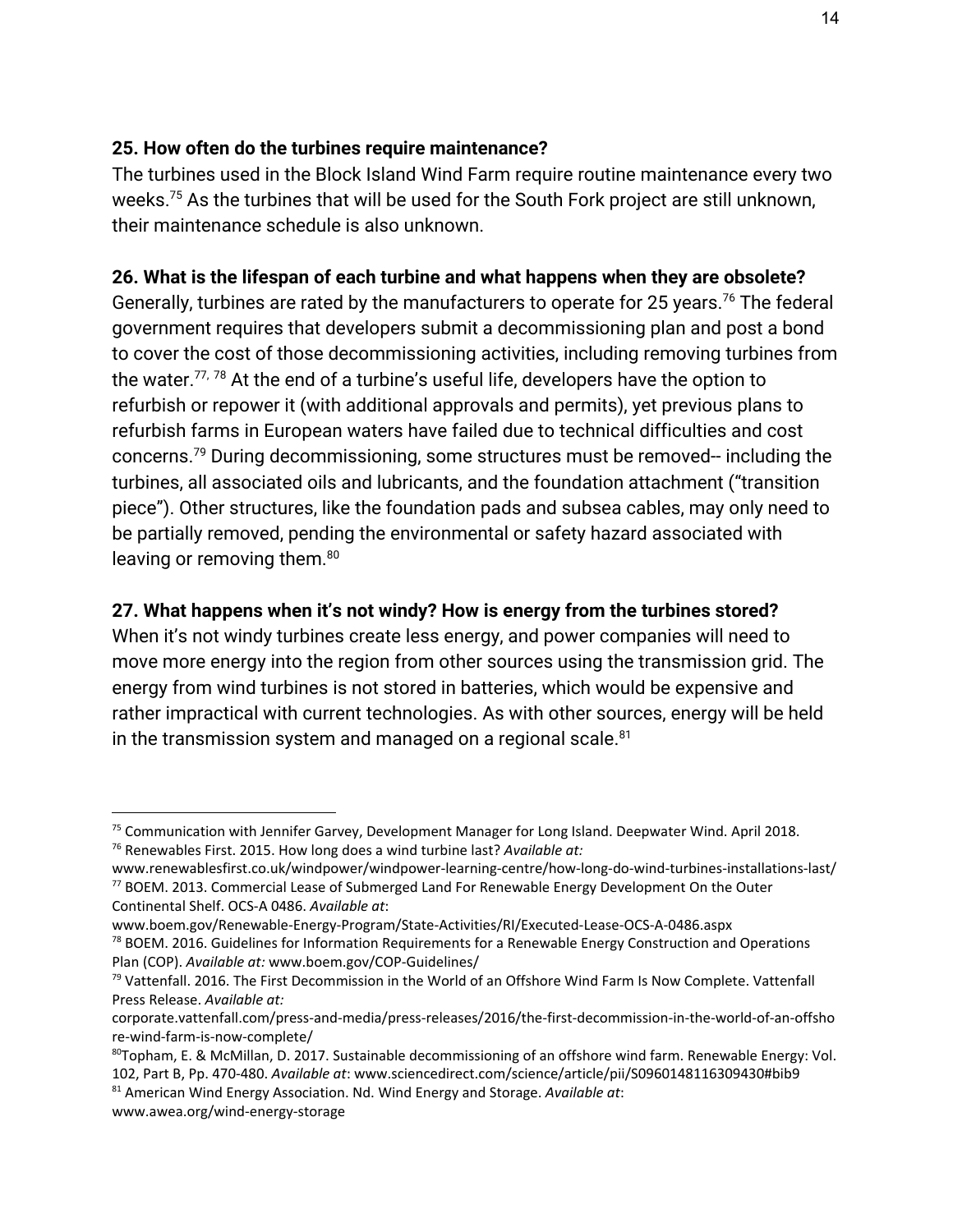**25. How often do the turbines require maintenance?**

The turbines used in the Block Island Wind Farm require routine maintenance every two weeks.[75] As the turbines that will be used for the South Fork project are still unknown, their maintenance schedule is also unknown.

**26. What is the lifespan of each turbine and what happens when they are obsolete?**

Generally, turbines are rated by the manufacturers to operate for 25 years.[76] The federal government requires that developers submit a decommissioning plan and post a bond to cover the cost of those decommissioning activities, including removing turbines from the water.[77, 78] At the end of a turbine's useful life, developers have the option to refurbish or repower it (with additional approvals and permits), yet previous plans to refurbish farms in European waters have failed due to technical difficulties and cost concerns.[79] During decommissioning, some structures must be removed-- including the turbines, all associated oils and lubricants, and the foundation attachment ("transition piece"). Other structures, like the foundation pads and subsea cables, may only need to be partially removed, pending the environmental or safety hazard associated with leaving or removing them.[80]

**27. What happens when it's not windy? How is energy from the turbines stored?**

When it's not windy turbines create less energy, and power companies will need to move more energy into the region from other sources using the transmission grid. The energy from wind turbines is not stored in batteries, which would be expensive and rather impractical with current technologies. As with other sources, energy will be held in the transmission system and managed on a regional scale.[81]

---

[75] Communication with Jennifer Garvey, Development Manager for Long Island. Deepwater Wind. April 2018.

[76] Renewables First. 2015. How long does a wind turbine last? *Available at:* www.renewablesfirst.co.uk/windpower/windpower-learning-centre/how-long-do-wind-turbines-installations-last/

[77] BOEM. 2013. Commercial Lease of Submerged Land For Renewable Energy Development On the Outer Continental Shelf. OCS-A 0486. *Available at*: www.boem.gov/Renewable-Energy-Program/State-Activities/RI/Executed-Lease-OCS-A-0486.aspx

[78] BOEM. 2016. Guidelines for Information Requirements for a Renewable Energy Construction and Operations Plan (COP). *Available at:* www.boem.gov/COP-Guidelines/

[79] Vattenfall. 2016. The First Decommission in the World of an Offshore Wind Farm Is Now Complete. Vattenfall Press Release. *Available at:* corporate.vattenfall.com/press-and-media/press-releases/2016/the-first-decommission-in-the-world-of-an-offshore-wind-farm-is-now-complete/

[80] Topham, E. & McMillan, D. 2017. Sustainable decommissioning of an offshore wind farm. Renewable Energy: Vol. 102, Part B, Pp. 470-480. *Available at*: www.sciencedirect.com/science/article/pii/S0960148116309430#bib9

[81] American Wind Energy Association. Nd. Wind Energy and Storage. *Available at*: www.awea.org/wind-energy-storage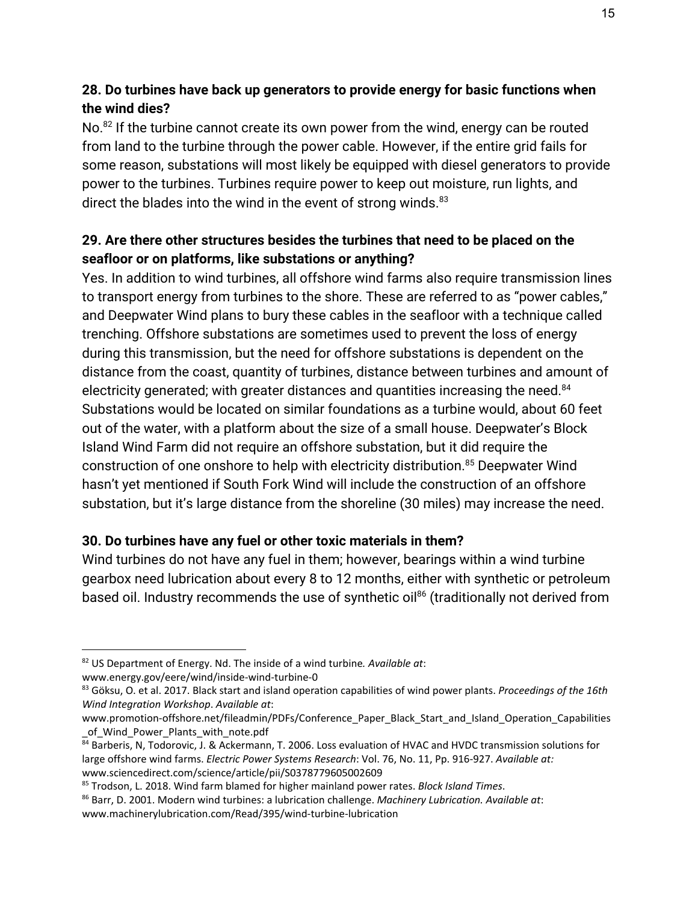**28. Do turbines have back up generators to provide energy for basic functions when the wind dies?**

No.[82] If the turbine cannot create its own power from the wind, energy can be routed from land to the turbine through the power cable. However, if the entire grid fails for some reason, substations will most likely be equipped with diesel generators to provide power to the turbines. Turbines require power to keep out moisture, run lights, and direct the blades into the wind in the event of strong winds.[83]

**29. Are there other structures besides the turbines that need to be placed on the seafloor or on platforms, like substations or anything?**

Yes. In addition to wind turbines, all offshore wind farms also require transmission lines to transport energy from turbines to the shore. These are referred to as "power cables," and Deepwater Wind plans to bury these cables in the seafloor with a technique called trenching. Offshore substations are sometimes used to prevent the loss of energy during this transmission, but the need for offshore substations is dependent on the distance from the coast, quantity of turbines, distance between turbines and amount of electricity generated; with greater distances and quantities increasing the need.[84] Substations would be located on similar foundations as a turbine would, about 60 feet out of the water, with a platform about the size of a small house. Deepwater's Block Island Wind Farm did not require an offshore substation, but it did require the construction of one onshore to help with electricity distribution.[85] Deepwater Wind hasn't yet mentioned if South Fork Wind will include the construction of an offshore substation, but it's large distance from the shoreline (30 miles) may increase the need.

**30. Do turbines have any fuel or other toxic materials in them?**

Wind turbines do not have any fuel in them; however, bearings within a wind turbine gearbox need lubrication about every 8 to 12 months, either with synthetic or petroleum based oil. Industry recommends the use of synthetic oil[86] (traditionally not derived from

---

[82] US Department of Energy. Nd. The inside of a wind turbine. *Available at*: www.energy.gov/eere/wind/inside-wind-turbine-0

[83] Göksu, O. et al. 2017. Black start and island operation capabilities of wind power plants. *Proceedings of the 16th Wind Integration Workshop*. *Available at*: www.promotion-offshore.net/fileadmin/PDFs/Conference_Paper_Black_Start_and_Island_Operation_Capabilities_of_Wind_Power_Plants_with_note.pdf

[84] Barberis, N, Todorovic, J. & Ackermann, T. 2006. Loss evaluation of HVAC and HVDC transmission solutions for large offshore wind farms. *Electric Power Systems Research*: Vol. 76, No. 11, Pp. 916-927. *Available at:* www.sciencedirect.com/science/article/pii/S0378779605002609

[85] Trodson, L. 2018. Wind farm blamed for higher mainland power rates. *Block Island Times*.

[86] Barr, D. 2001. Modern wind turbines: a lubrication challenge. *Machinery Lubrication. Available at*: www.machinerylubrication.com/Read/395/wind-turbine-lubrication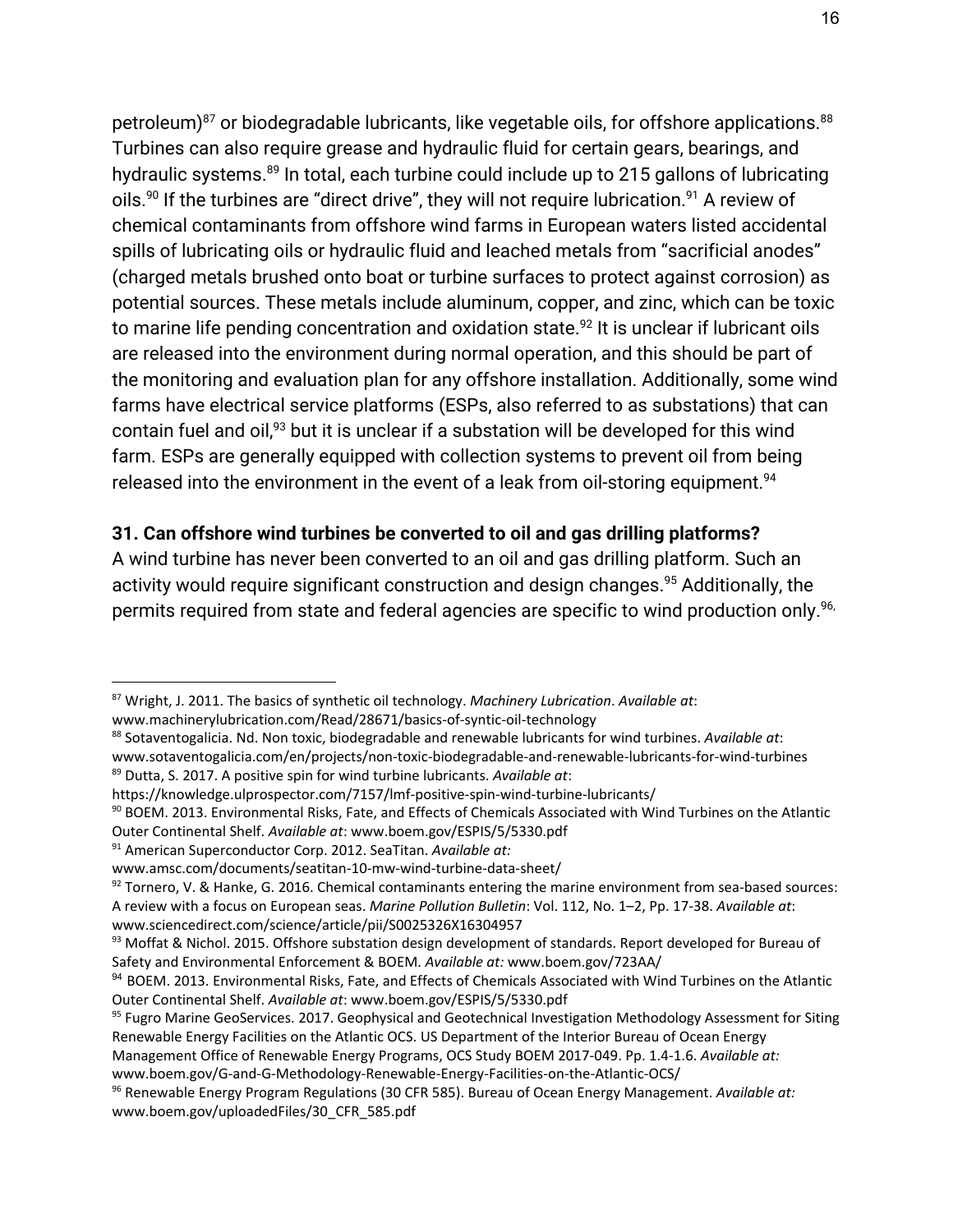petroleum)[87] or biodegradable lubricants, like vegetable oils, for offshore applications.[88] Turbines can also require grease and hydraulic fluid for certain gears, bearings, and hydraulic systems.[89] In total, each turbine could include up to 215 gallons of lubricating oils.[90] If the turbines are "direct drive", they will not require lubrication.[91] A review of chemical contaminants from offshore wind farms in European waters listed accidental spills of lubricating oils or hydraulic fluid and leached metals from "sacrificial anodes" (charged metals brushed onto boat or turbine surfaces to protect against corrosion) as potential sources. These metals include aluminum, copper, and zinc, which can be toxic to marine life pending concentration and oxidation state.[92] It is unclear if lubricant oils are released into the environment during normal operation, and this should be part of the monitoring and evaluation plan for any offshore installation. Additionally, some wind farms have electrical service platforms (ESPs, also referred to as substations) that can contain fuel and oil,[93] but it is unclear if a substation will be developed for this wind farm. ESPs are generally equipped with collection systems to prevent oil from being released into the environment in the event of a leak from oil-storing equipment.[94]

**31. Can offshore wind turbines be converted to oil and gas drilling platforms?**

A wind turbine has never been converted to an oil and gas drilling platform. Such an activity would require significant construction and design changes.[95] Additionally, the permits required from state and federal agencies are specific to wind production only.[96,]

---

[87] Wright, J. 2011. The basics of synthetic oil technology. *Machinery Lubrication*. *Available at*: www.machinerylubrication.com/Read/28671/basics-of-syntic-oil-technology

[88] Sotaventogalicia. Nd. Non toxic, biodegradable and renewable lubricants for wind turbines. *Available at*: www.sotaventogalicia.com/en/projects/non-toxic-biodegradable-and-renewable-lubricants-for-wind-turbines

[89] Dutta, S. 2017. A positive spin for wind turbine lubricants. *Available at*: https://knowledge.ulprospector.com/7157/lmf-positive-spin-wind-turbine-lubricants/

[90] BOEM. 2013. Environmental Risks, Fate, and Effects of Chemicals Associated with Wind Turbines on the Atlantic Outer Continental Shelf. *Available at*: www.boem.gov/ESPIS/5/5330.pdf

[91] American Superconductor Corp. 2012. SeaTitan. *Available at:* www.amsc.com/documents/seatitan-10-mw-wind-turbine-data-sheet/

[92] Tornero, V. & Hanke, G. 2016. Chemical contaminants entering the marine environment from sea-based sources: A review with a focus on European seas. *Marine Pollution Bulletin*: Vol. 112, No. 1–2, Pp. 17-38. *Available at*: www.sciencedirect.com/science/article/pii/S0025326X16304957

[93] Moffat & Nichol. 2015. Offshore substation design development of standards. Report developed for Bureau of Safety and Environmental Enforcement & BOEM. *Available at:* www.boem.gov/723AA/

[94] BOEM. 2013. Environmental Risks, Fate, and Effects of Chemicals Associated with Wind Turbines on the Atlantic Outer Continental Shelf. *Available at*: www.boem.gov/ESPIS/5/5330.pdf

[95] Fugro Marine GeoServices. 2017. Geophysical and Geotechnical Investigation Methodology Assessment for Siting Renewable Energy Facilities on the Atlantic OCS. US Department of the Interior Bureau of Ocean Energy Management Office of Renewable Energy Programs, OCS Study BOEM 2017-049. Pp. 1.4-1.6. *Available at:* www.boem.gov/G-and-G-Methodology-Renewable-Energy-Facilities-on-the-Atlantic-OCS/

[96] Renewable Energy Program Regulations (30 CFR 585). Bureau of Ocean Energy Management. *Available at:* www.boem.gov/uploadedFiles/30_CFR_585.pdf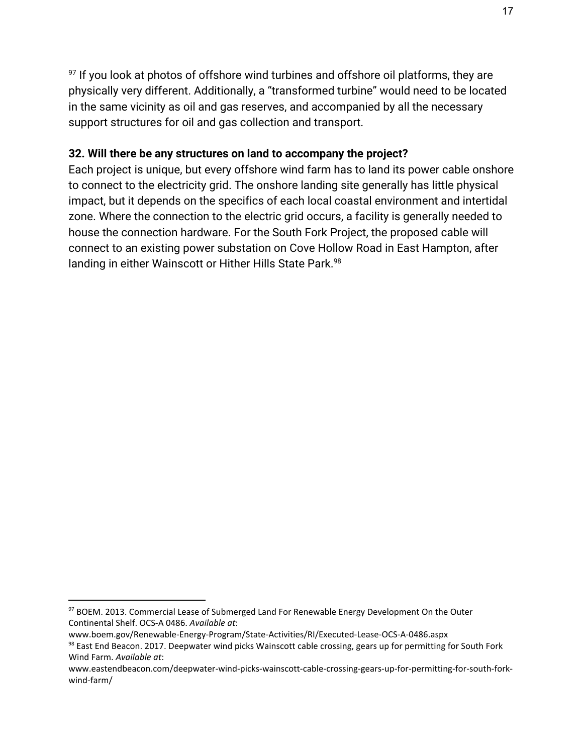[97] If you look at photos of offshore wind turbines and offshore oil platforms, they are physically very different. Additionally, a "transformed turbine" would need to be located in the same vicinity as oil and gas reserves, and accompanied by all the necessary support structures for oil and gas collection and transport.

**32. Will there be any structures on land to accompany the project?**

Each project is unique, but every offshore wind farm has to land its power cable onshore to connect to the electricity grid. The onshore landing site generally has little physical impact, but it depends on the specifics of each local coastal environment and intertidal zone. Where the connection to the electric grid occurs, a facility is generally needed to house the connection hardware. For the South Fork Project, the proposed cable will connect to an existing power substation on Cove Hollow Road in East Hampton, after landing in either Wainscott or Hither Hills State Park.[98]

---

[97] BOEM. 2013. Commercial Lease of Submerged Land For Renewable Energy Development On the Outer Continental Shelf. OCS-A 0486. *Available at*: www.boem.gov/Renewable-Energy-Program/State-Activities/RI/Executed-Lease-OCS-A-0486.aspx

[98] East End Beacon. 2017. Deepwater wind picks Wainscott cable crossing, gears up for permitting for South Fork Wind Farm. *Available at*: www.eastendbeacon.com/deepwater-wind-picks-wainscott-cable-crossing-gears-up-for-permitting-for-south-fork-wind-farm/